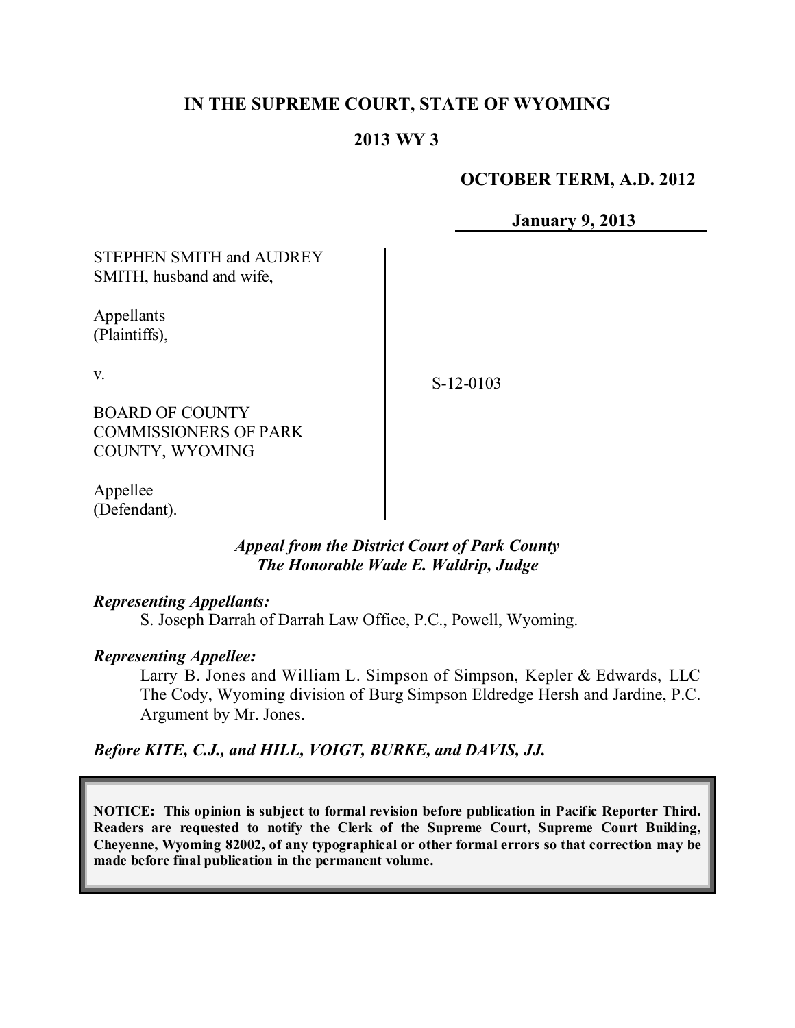**IN THE SUPREME COURT, STATE OF WYOMING**

**2013 WY 3**

**OCTOBER TERM, A.D. 2012**

**January 9, 2013**

STEPHEN SMITH and AUDREY SMITH, husband and wife,

Appellants (Plaintiffs),

v.

BOARD OF COUNTY COMMISSIONERS OF PARK COUNTY, WYOMING

Appellee (Defendant).

S-12-0103

***Appeal from the District Court of Park County***
***The Honorable Wade E. Waldrip, Judge***

***Representing Appellants:***

S. Joseph Darrah of Darrah Law Office, P.C., Powell, Wyoming.

***Representing Appellee:***

Larry B. Jones and William L. Simpson of Simpson, Kepler & Edwards, LLC The Cody, Wyoming division of Burg Simpson Eldredge Hersh and Jardine, P.C. Argument by Mr. Jones.

***Before KITE, C.J., and HILL, VOIGT, BURKE, and DAVIS, JJ.***

**NOTICE: This opinion is subject to formal revision before publication in Pacific Reporter Third. Readers are requested to notify the Clerk of the Supreme Court, Supreme Court Building, Cheyenne, Wyoming 82002, of any typographical or other formal errors so that correction may be made before final publication in the permanent volume.**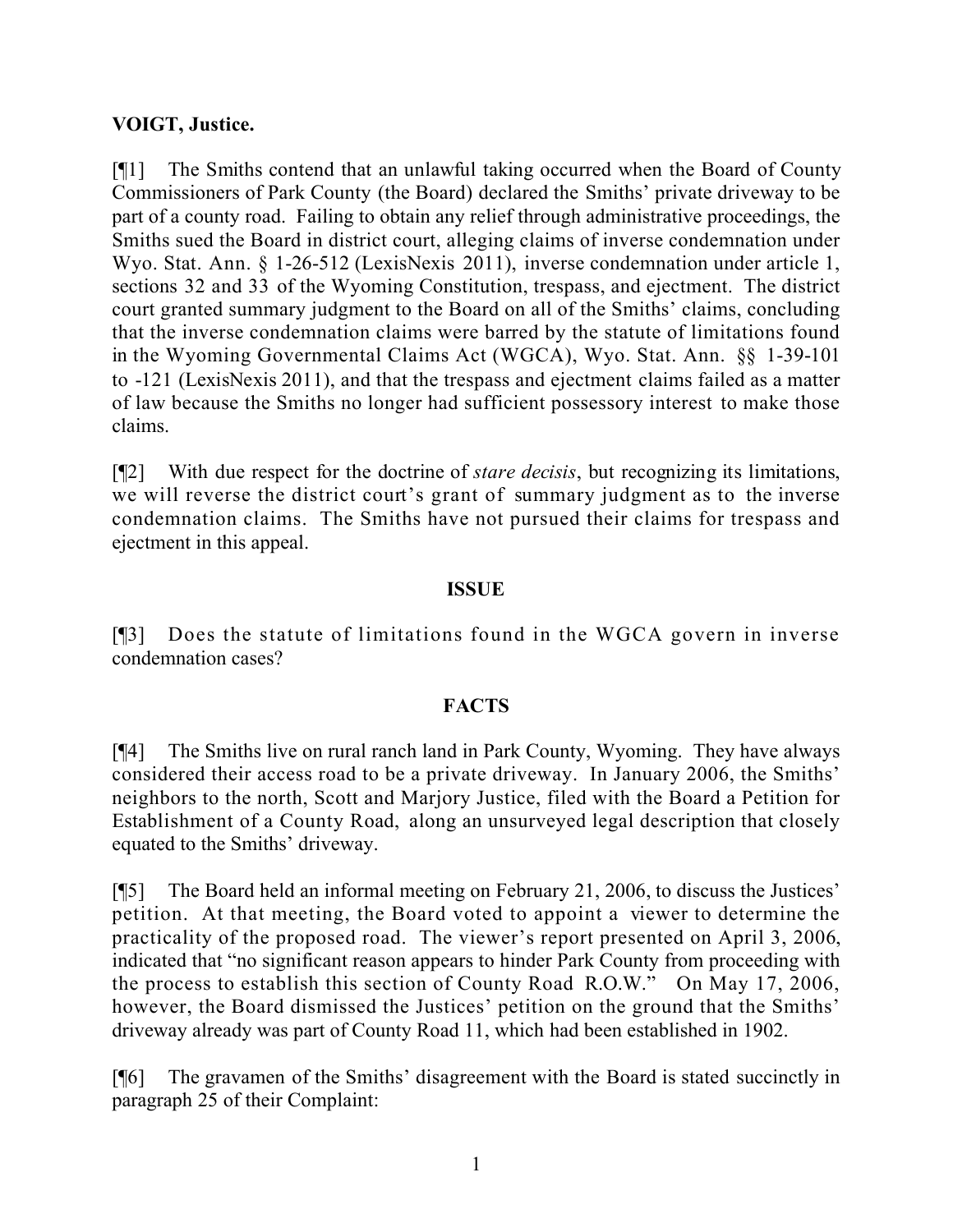**VOIGT, Justice.**

[¶1] The Smiths contend that an unlawful taking occurred when the Board of County Commissioners of Park County (the Board) declared the Smiths' private driveway to be part of a county road. Failing to obtain any relief through administrative proceedings, the Smiths sued the Board in district court, alleging claims of inverse condemnation under Wyo. Stat. Ann. § 1-26-512 (LexisNexis 2011), inverse condemnation under article 1, sections 32 and 33 of the Wyoming Constitution, trespass, and ejectment. The district court granted summary judgment to the Board on all of the Smiths' claims, concluding that the inverse condemnation claims were barred by the statute of limitations found in the Wyoming Governmental Claims Act (WGCA), Wyo. Stat. Ann. §§ 1-39-101 to -121 (LexisNexis 2011), and that the trespass and ejectment claims failed as a matter of law because the Smiths no longer had sufficient possessory interest to make those claims.

[¶2] With due respect for the doctrine of *stare decisis*, but recognizing its limitations, we will reverse the district court's grant of summary judgment as to the inverse condemnation claims. The Smiths have not pursued their claims for trespass and ejectment in this appeal.

**ISSUE**

[¶3] Does the statute of limitations found in the WGCA govern in inverse condemnation cases?

**FACTS**

[¶4] The Smiths live on rural ranch land in Park County, Wyoming. They have always considered their access road to be a private driveway. In January 2006, the Smiths' neighbors to the north, Scott and Marjory Justice, filed with the Board a Petition for Establishment of a County Road, along an unsurveyed legal description that closely equated to the Smiths' driveway.

[¶5] The Board held an informal meeting on February 21, 2006, to discuss the Justices' petition. At that meeting, the Board voted to appoint a viewer to determine the practicality of the proposed road. The viewer's report presented on April 3, 2006, indicated that "no significant reason appears to hinder Park County from proceeding with the process to establish this section of County Road R.O.W." On May 17, 2006, however, the Board dismissed the Justices' petition on the ground that the Smiths' driveway already was part of County Road 11, which had been established in 1902.

[¶6] The gravamen of the Smiths' disagreement with the Board is stated succinctly in paragraph 25 of their Complaint: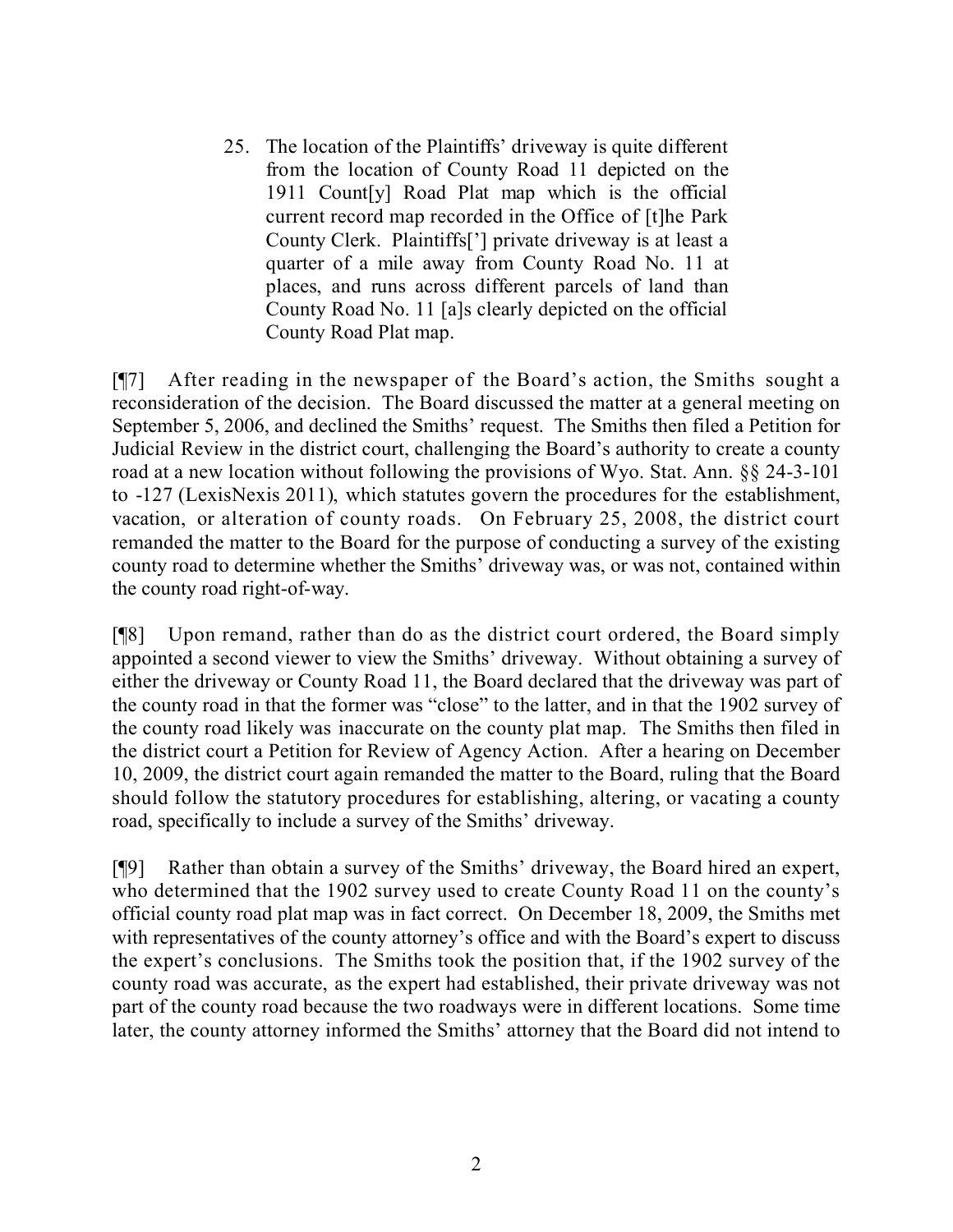> 25. The location of the Plaintiffs' driveway is quite different from the location of County Road 11 depicted on the 1911 Count[y] Road Plat map which is the official current record map recorded in the Office of [t]he Park County Clerk. Plaintiffs['] private driveway is at least a quarter of a mile away from County Road No. 11 at places, and runs across different parcels of land than County Road No. 11 [a]s clearly depicted on the official County Road Plat map.

[¶7] After reading in the newspaper of the Board's action, the Smiths sought a reconsideration of the decision. The Board discussed the matter at a general meeting on September 5, 2006, and declined the Smiths' request. The Smiths then filed a Petition for Judicial Review in the district court, challenging the Board's authority to create a county road at a new location without following the provisions of Wyo. Stat. Ann. §§ 24-3-101 to -127 (LexisNexis 2011), which statutes govern the procedures for the establishment, vacation, or alteration of county roads. On February 25, 2008, the district court remanded the matter to the Board for the purpose of conducting a survey of the existing county road to determine whether the Smiths' driveway was, or was not, contained within the county road right-of-way.

[¶8] Upon remand, rather than do as the district court ordered, the Board simply appointed a second viewer to view the Smiths' driveway. Without obtaining a survey of either the driveway or County Road 11, the Board declared that the driveway was part of the county road in that the former was "close" to the latter, and in that the 1902 survey of the county road likely was inaccurate on the county plat map. The Smiths then filed in the district court a Petition for Review of Agency Action. After a hearing on December 10, 2009, the district court again remanded the matter to the Board, ruling that the Board should follow the statutory procedures for establishing, altering, or vacating a county road, specifically to include a survey of the Smiths' driveway.

[¶9] Rather than obtain a survey of the Smiths' driveway, the Board hired an expert, who determined that the 1902 survey used to create County Road 11 on the county's official county road plat map was in fact correct. On December 18, 2009, the Smiths met with representatives of the county attorney's office and with the Board's expert to discuss the expert's conclusions. The Smiths took the position that, if the 1902 survey of the county road was accurate, as the expert had established, their private driveway was not part of the county road because the two roadways were in different locations. Some time later, the county attorney informed the Smiths' attorney that the Board did not intend to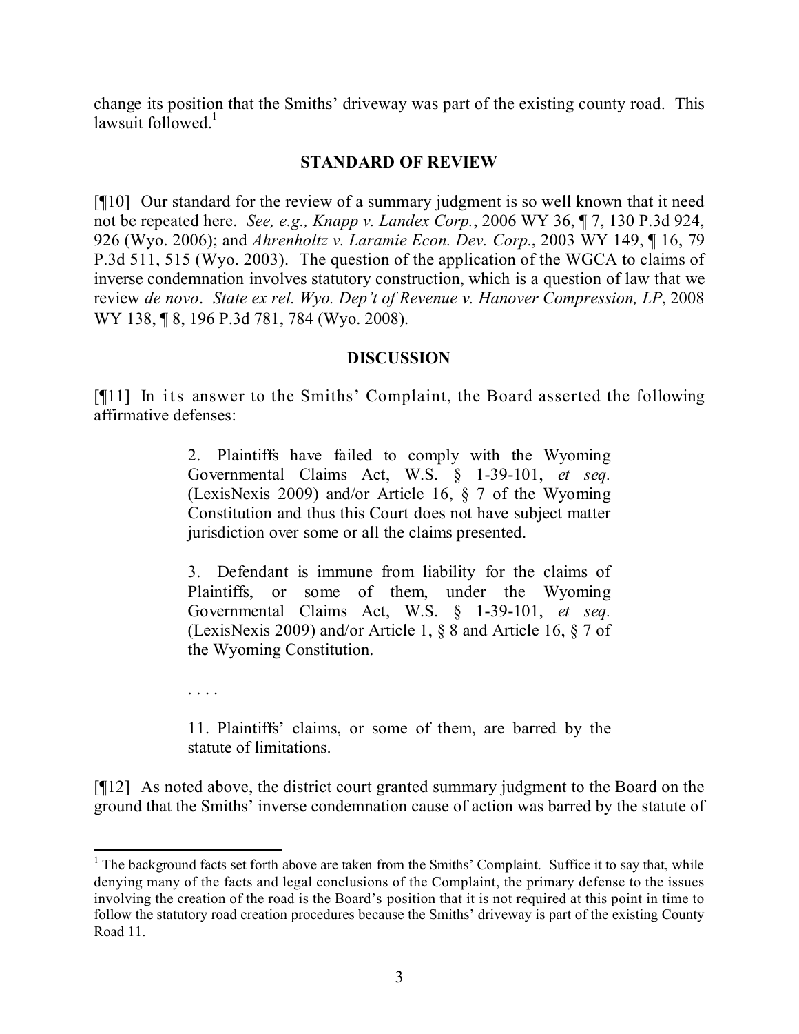change its position that the Smiths' driveway was part of the existing county road. This lawsuit followed.[1]

## STANDARD OF REVIEW

[¶10] Our standard for the review of a summary judgment is so well known that it need not be repeated here. *See, e.g., Knapp v. Landex Corp.*, 2006 WY 36, ¶ 7, 130 P.3d 924, 926 (Wyo. 2006); and *Ahrenholtz v. Laramie Econ. Dev. Corp.*, 2003 WY 149, ¶ 16, 79 P.3d 511, 515 (Wyo. 2003). The question of the application of the WGCA to claims of inverse condemnation involves statutory construction, which is a question of law that we review *de novo*. *State ex rel. Wyo. Dep't of Revenue v. Hanover Compression, LP*, 2008 WY 138, ¶ 8, 196 P.3d 781, 784 (Wyo. 2008).

## DISCUSSION

[¶11] In its answer to the Smiths' Complaint, the Board asserted the following affirmative defenses:

> 2. Plaintiffs have failed to comply with the Wyoming Governmental Claims Act, W.S. § 1-39-101, *et seq.* (LexisNexis 2009) and/or Article 16, § 7 of the Wyoming Constitution and thus this Court does not have subject matter jurisdiction over some or all the claims presented.
>
> 3. Defendant is immune from liability for the claims of Plaintiffs, or some of them, under the Wyoming Governmental Claims Act, W.S. § 1-39-101, *et seq.* (LexisNexis 2009) and/or Article 1, § 8 and Article 16, § 7 of the Wyoming Constitution.
>
> . . . .
>
> 11. Plaintiffs' claims, or some of them, are barred by the statute of limitations.

[¶12] As noted above, the district court granted summary judgment to the Board on the ground that the Smiths' inverse condemnation cause of action was barred by the statute of

---

[1] The background facts set forth above are taken from the Smiths' Complaint. Suffice it to say that, while denying many of the facts and legal conclusions of the Complaint, the primary defense to the issues involving the creation of the road is the Board's position that it is not required at this point in time to follow the statutory road creation procedures because the Smiths' driveway is part of the existing County Road 11.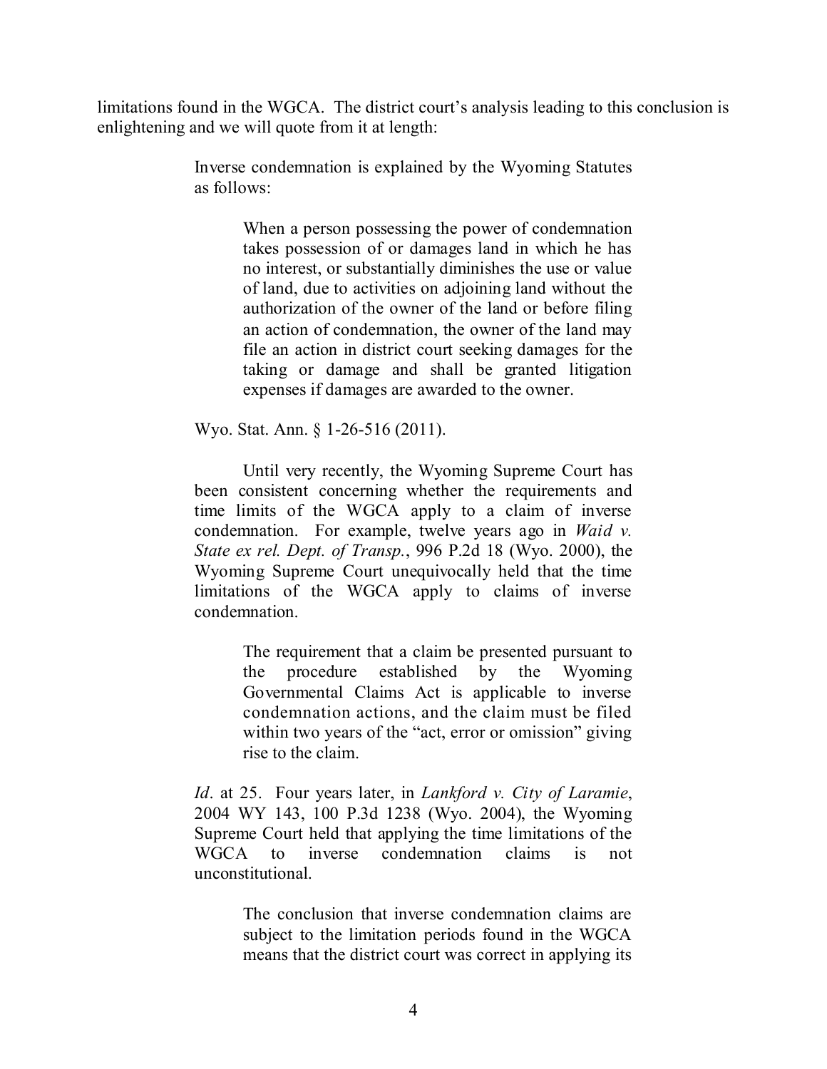limitations found in the WGCA. The district court's analysis leading to this conclusion is enlightening and we will quote from it at length:

> Inverse condemnation is explained by the Wyoming Statutes as follows:
>
> > When a person possessing the power of condemnation takes possession of or damages land in which he has no interest, or substantially diminishes the use or value of land, due to activities on adjoining land without the authorization of the owner of the land or before filing an action of condemnation, the owner of the land may file an action in district court seeking damages for the taking or damage and shall be granted litigation expenses if damages are awarded to the owner.
>
> Wyo. Stat. Ann. § 1-26-516 (2011).
>
> Until very recently, the Wyoming Supreme Court has been consistent concerning whether the requirements and time limits of the WGCA apply to a claim of inverse condemnation. For example, twelve years ago in *Waid v. State ex rel. Dept. of Transp.*, 996 P.2d 18 (Wyo. 2000), the Wyoming Supreme Court unequivocally held that the time limitations of the WGCA apply to claims of inverse condemnation.
>
> > The requirement that a claim be presented pursuant to the procedure established by the Wyoming Governmental Claims Act is applicable to inverse condemnation actions, and the claim must be filed within two years of the "act, error or omission" giving rise to the claim.
>
> *Id*. at 25. Four years later, in *Lankford v. City of Laramie*, 2004 WY 143, 100 P.3d 1238 (Wyo. 2004), the Wyoming Supreme Court held that applying the time limitations of the WGCA to inverse condemnation claims is not unconstitutional.
>
> > The conclusion that inverse condemnation claims are subject to the limitation periods found in the WGCA means that the district court was correct in applying its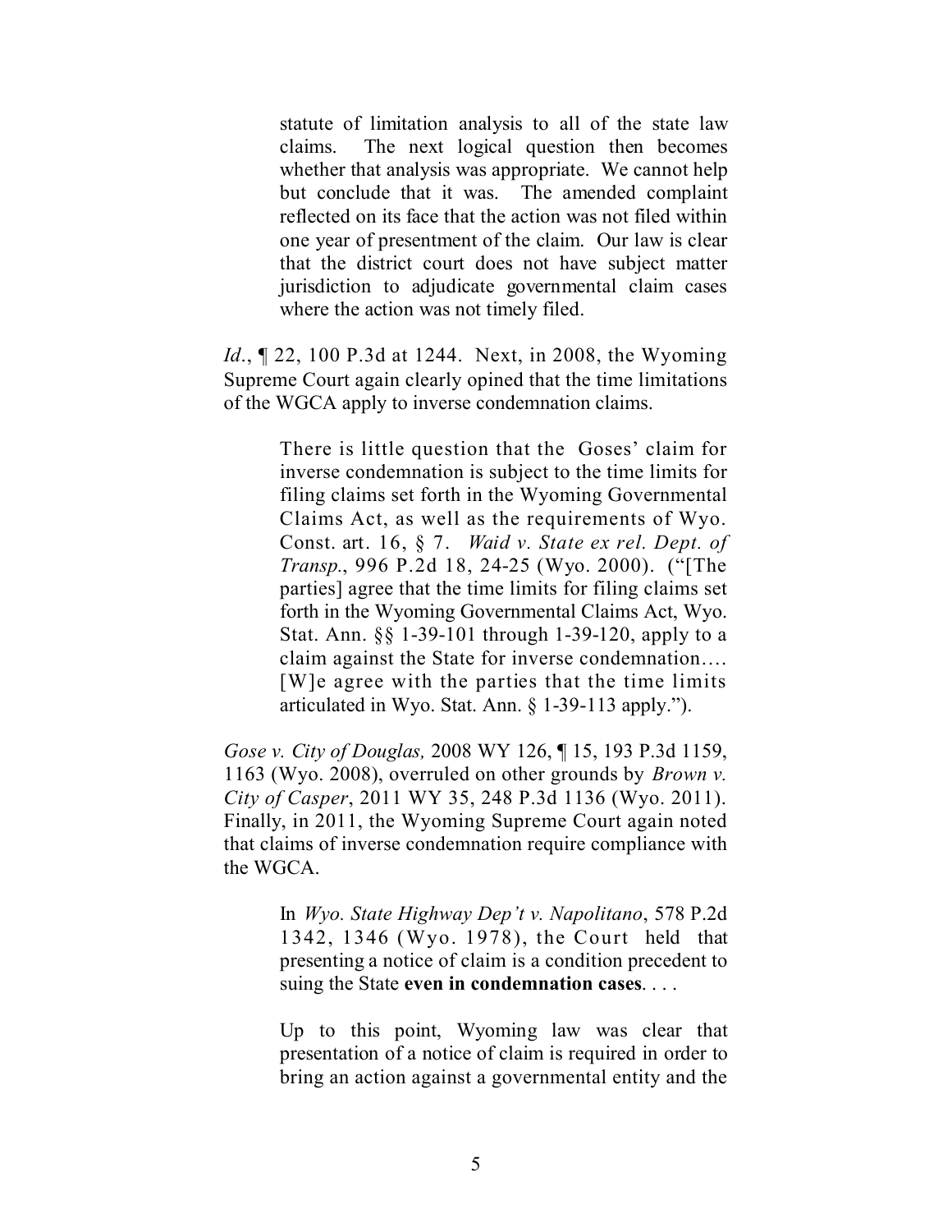> statute of limitation analysis to all of the state law claims. The next logical question then becomes whether that analysis was appropriate. We cannot help but conclude that it was. The amended complaint reflected on its face that the action was not filed within one year of presentment of the claim. Our law is clear that the district court does not have subject matter jurisdiction to adjudicate governmental claim cases where the action was not timely filed.

*Id.*, ¶ 22, 100 P.3d at 1244. Next, in 2008, the Wyoming Supreme Court again clearly opined that the time limitations of the WGCA apply to inverse condemnation claims.

> There is little question that the Goses' claim for inverse condemnation is subject to the time limits for filing claims set forth in the Wyoming Governmental Claims Act, as well as the requirements of Wyo. Const. art. 16, § 7. *Waid v. State ex rel. Dept. of Transp.*, 996 P.2d 18, 24-25 (Wyo. 2000). ("[The parties] agree that the time limits for filing claims set forth in the Wyoming Governmental Claims Act, Wyo. Stat. Ann. §§ 1-39-101 through 1-39-120, apply to a claim against the State for inverse condemnation…. [W]e agree with the parties that the time limits articulated in Wyo. Stat. Ann. § 1-39-113 apply.").

*Gose v. City of Douglas,* 2008 WY 126, ¶ 15, 193 P.3d 1159, 1163 (Wyo. 2008), overruled on other grounds by *Brown v. City of Casper*, 2011 WY 35, 248 P.3d 1136 (Wyo. 2011). Finally, in 2011, the Wyoming Supreme Court again noted that claims of inverse condemnation require compliance with the WGCA.

> In *Wyo. State Highway Dep't v. Napolitano*, 578 P.2d 1342, 1346 (Wyo. 1978), the Court held that presenting a notice of claim is a condition precedent to suing the State **even in condemnation cases**. . . .
>
> Up to this point, Wyoming law was clear that presentation of a notice of claim is required in order to bring an action against a governmental entity and the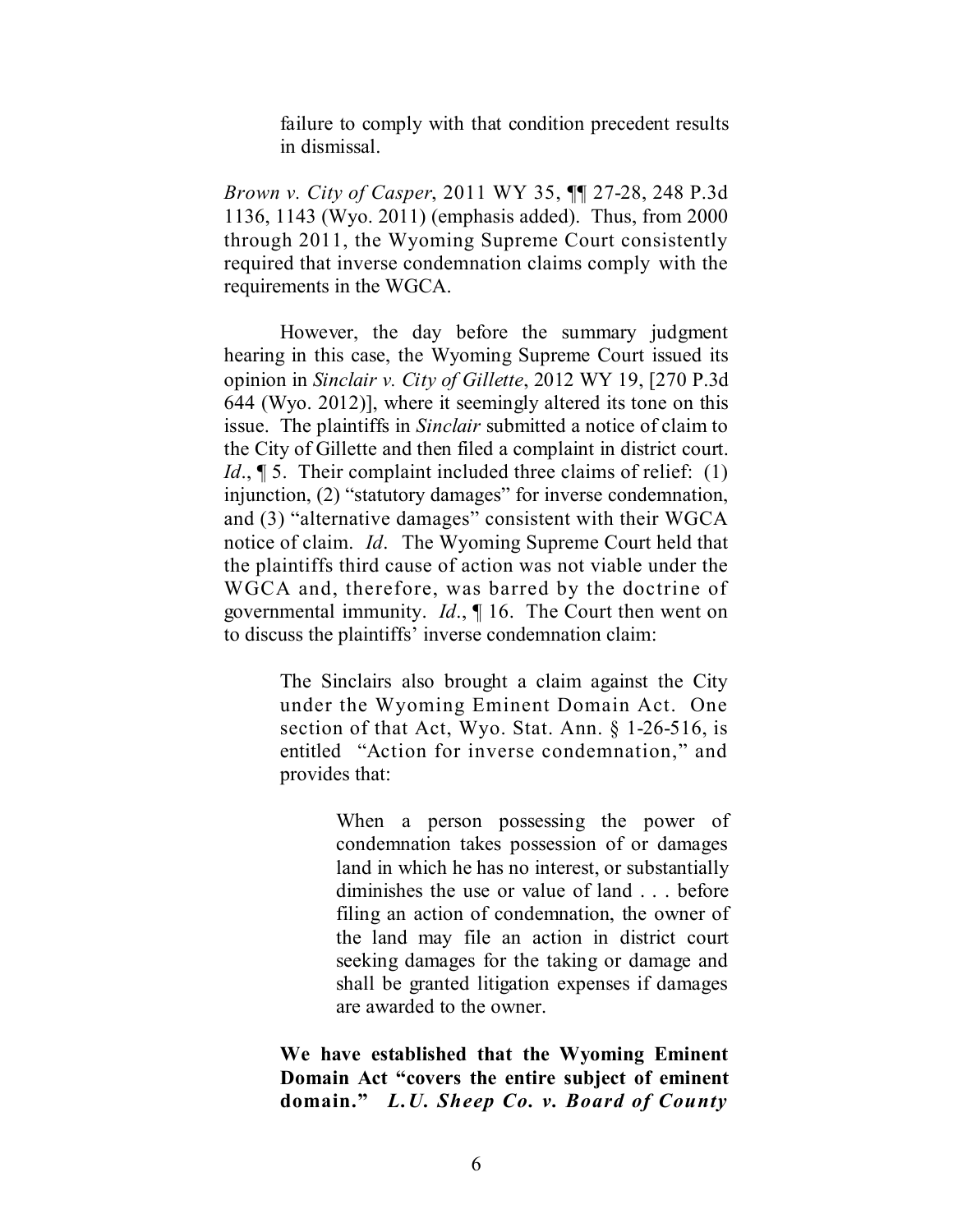> failure to comply with that condition precedent results in dismissal.

*Brown v. City of Casper*, 2011 WY 35, ¶¶ 27-28, 248 P.3d 1136, 1143 (Wyo. 2011) (emphasis added). Thus, from 2000 through 2011, the Wyoming Supreme Court consistently required that inverse condemnation claims comply with the requirements in the WGCA.

However, the day before the summary judgment hearing in this case, the Wyoming Supreme Court issued its opinion in *Sinclair v. City of Gillette*, 2012 WY 19, [270 P.3d 644 (Wyo. 2012)], where it seemingly altered its tone on this issue. The plaintiffs in *Sinclair* submitted a notice of claim to the City of Gillette and then filed a complaint in district court. *Id*., ¶ 5. Their complaint included three claims of relief: (1) injunction, (2) "statutory damages" for inverse condemnation, and (3) "alternative damages" consistent with their WGCA notice of claim. *Id*. The Wyoming Supreme Court held that the plaintiffs third cause of action was not viable under the WGCA and, therefore, was barred by the doctrine of governmental immunity. *Id*., ¶ 16. The Court then went on to discuss the plaintiffs' inverse condemnation claim:

> The Sinclairs also brought a claim against the City under the Wyoming Eminent Domain Act. One section of that Act, Wyo. Stat. Ann. § 1-26-516, is entitled "Action for inverse condemnation," and provides that:
>
> > When a person possessing the power of condemnation takes possession of or damages land in which he has no interest, or substantially diminishes the use or value of land . . . before filing an action of condemnation, the owner of the land may file an action in district court seeking damages for the taking or damage and shall be granted litigation expenses if damages are awarded to the owner.
>
> **We have established that the Wyoming Eminent Domain Act "covers the entire subject of eminent domain."** ***L.U. Sheep Co. v. Board of County***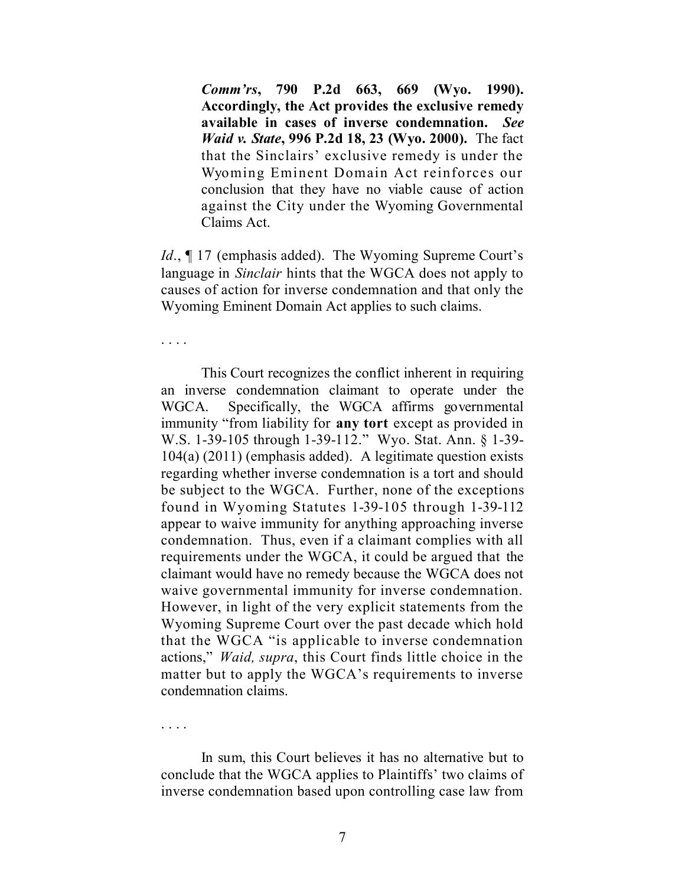> ***Comm'rs*, 790 P.2d 663, 669 (Wyo. 1990). Accordingly, the Act provides the exclusive remedy available in cases of inverse condemnation. *See Waid v. State*, 996 P.2d 18, 23 (Wyo. 2000).** The fact that the Sinclairs' exclusive remedy is under the Wyoming Eminent Domain Act reinforces our conclusion that they have no viable cause of action against the City under the Wyoming Governmental Claims Act.

*Id*., ¶ 17 (emphasis added). The Wyoming Supreme Court's language in *Sinclair* hints that the WGCA does not apply to causes of action for inverse condemnation and that only the Wyoming Eminent Domain Act applies to such claims.

. . . .

This Court recognizes the conflict inherent in requiring an inverse condemnation claimant to operate under the WGCA. Specifically, the WGCA affirms governmental immunity "from liability for **any tort** except as provided in W.S. 1-39-105 through 1-39-112." Wyo. Stat. Ann. § 1-39-104(a) (2011) (emphasis added). A legitimate question exists regarding whether inverse condemnation is a tort and should be subject to the WGCA. Further, none of the exceptions found in Wyoming Statutes 1-39-105 through 1-39-112 appear to waive immunity for anything approaching inverse condemnation. Thus, even if a claimant complies with all requirements under the WGCA, it could be argued that the claimant would have no remedy because the WGCA does not waive governmental immunity for inverse condemnation. However, in light of the very explicit statements from the Wyoming Supreme Court over the past decade which hold that the WGCA "is applicable to inverse condemnation actions," *Waid, supra*, this Court finds little choice in the matter but to apply the WGCA's requirements to inverse condemnation claims.

. . . .

In sum, this Court believes it has no alternative but to conclude that the WGCA applies to Plaintiffs' two claims of inverse condemnation based upon controlling case law from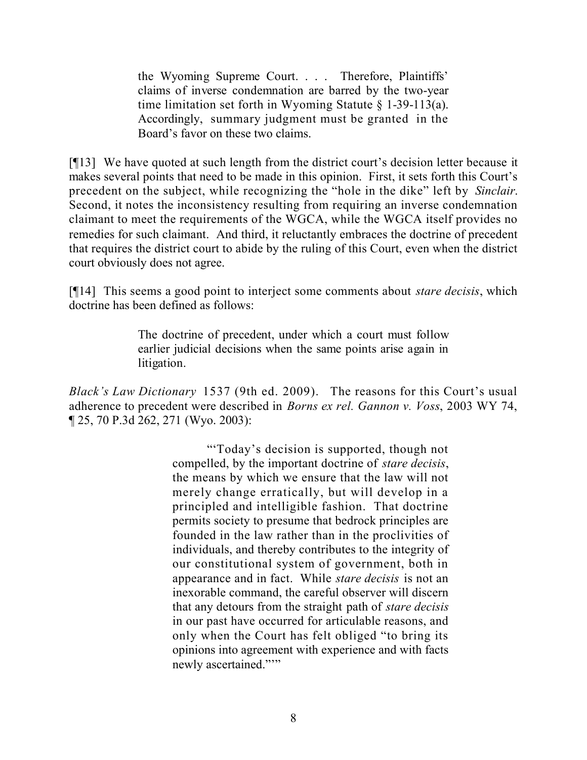> the Wyoming Supreme Court. . . . Therefore, Plaintiffs' claims of inverse condemnation are barred by the two-year time limitation set forth in Wyoming Statute § 1-39-113(a). Accordingly, summary judgment must be granted in the Board's favor on these two claims.

[¶13] We have quoted at such length from the district court's decision letter because it makes several points that need to be made in this opinion. First, it sets forth this Court's precedent on the subject, while recognizing the "hole in the dike" left by *Sinclair*. Second, it notes the inconsistency resulting from requiring an inverse condemnation claimant to meet the requirements of the WGCA, while the WGCA itself provides no remedies for such claimant. And third, it reluctantly embraces the doctrine of precedent that requires the district court to abide by the ruling of this Court, even when the district court obviously does not agree.

[¶14] This seems a good point to interject some comments about *stare decisis*, which doctrine has been defined as follows:

> The doctrine of precedent, under which a court must follow earlier judicial decisions when the same points arise again in litigation.

*Black's Law Dictionary* 1537 (9th ed. 2009). The reasons for this Court's usual adherence to precedent were described in *Borns ex rel. Gannon v. Voss*, 2003 WY 74, ¶ 25, 70 P.3d 262, 271 (Wyo. 2003):

> "'Today's decision is supported, though not compelled, by the important doctrine of *stare decisis*, the means by which we ensure that the law will not merely change erratically, but will develop in a principled and intelligible fashion. That doctrine permits society to presume that bedrock principles are founded in the law rather than in the proclivities of individuals, and thereby contributes to the integrity of our constitutional system of government, both in appearance and in fact. While *stare decisis* is not an inexorable command, the careful observer will discern that any detours from the straight path of *stare decisis* in our past have occurred for articulable reasons, and only when the Court has felt obliged "to bring its opinions into agreement with experience and with facts newly ascertained."'"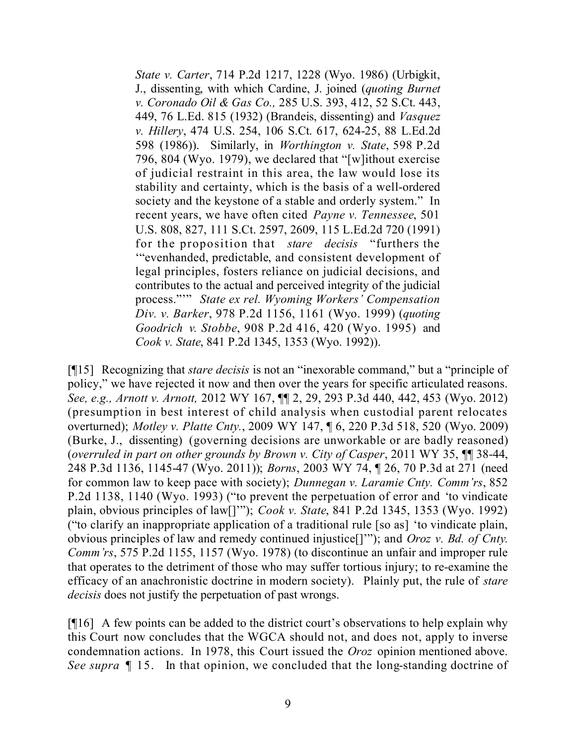> *State v. Carter*, 714 P.2d 1217, 1228 (Wyo. 1986) (Urbigkit, J., dissenting, with which Cardine, J. joined (*quoting Burnet v. Coronado Oil & Gas Co.,* 285 U.S. 393, 412, 52 S.Ct. 443, 449, 76 L.Ed. 815 (1932) (Brandeis, dissenting) and *Vasquez v. Hillery*, 474 U.S. 254, 106 S.Ct. 617, 624-25, 88 L.Ed.2d 598 (1986)). Similarly, in *Worthington v. State*, 598 P.2d 796, 804 (Wyo. 1979), we declared that "[w]ithout exercise of judicial restraint in this area, the law would lose its stability and certainty, which is the basis of a well-ordered society and the keystone of a stable and orderly system." In recent years, we have often cited *Payne v. Tennessee*, 501 U.S. 808, 827, 111 S.Ct. 2597, 2609, 115 L.Ed.2d 720 (1991) for the proposition that *stare decisis* "furthers the '"evenhanded, predictable, and consistent development of legal principles, fosters reliance on judicial decisions, and contributes to the actual and perceived integrity of the judicial process."'" *State ex rel. Wyoming Workers' Compensation Div. v. Barker*, 978 P.2d 1156, 1161 (Wyo. 1999) (*quoting Goodrich v. Stobbe*, 908 P.2d 416, 420 (Wyo. 1995) and *Cook v. State*, 841 P.2d 1345, 1353 (Wyo. 1992)).

[¶15] Recognizing that *stare decisis* is not an "inexorable command," but a "principle of policy," we have rejected it now and then over the years for specific articulated reasons. *See, e.g., Arnott v. Arnott,* 2012 WY 167, ¶¶ 2, 29, 293 P.3d 440, 442, 453 (Wyo. 2012) (presumption in best interest of child analysis when custodial parent relocates overturned); *Motley v. Platte Cnty.*, 2009 WY 147, ¶ 6, 220 P.3d 518, 520 (Wyo. 2009) (Burke, J., dissenting) (governing decisions are unworkable or are badly reasoned) (*overruled in part on other grounds by Brown v. City of Casper*, 2011 WY 35, ¶¶ 38-44, 248 P.3d 1136, 1145-47 (Wyo. 2011)); *Borns*, 2003 WY 74, ¶ 26, 70 P.3d at 271 (need for common law to keep pace with society); *Dunnegan v. Laramie Cnty. Comm'rs*, 852 P.2d 1138, 1140 (Wyo. 1993) ("to prevent the perpetuation of error and 'to vindicate plain, obvious principles of law[]'"); *Cook v. State*, 841 P.2d 1345, 1353 (Wyo. 1992) ("to clarify an inappropriate application of a traditional rule [so as] 'to vindicate plain, obvious principles of law and remedy continued injustice[]'"); and *Oroz v. Bd. of Cnty. Comm'rs*, 575 P.2d 1155, 1157 (Wyo. 1978) (to discontinue an unfair and improper rule that operates to the detriment of those who may suffer tortious injury; to re-examine the efficacy of an anachronistic doctrine in modern society). Plainly put, the rule of *stare decisis* does not justify the perpetuation of past wrongs.

[¶16] A few points can be added to the district court's observations to help explain why this Court now concludes that the WGCA should not, and does not, apply to inverse condemnation actions. In 1978, this Court issued the *Oroz* opinion mentioned above. *See supra* ¶ 15. In that opinion, we concluded that the long-standing doctrine of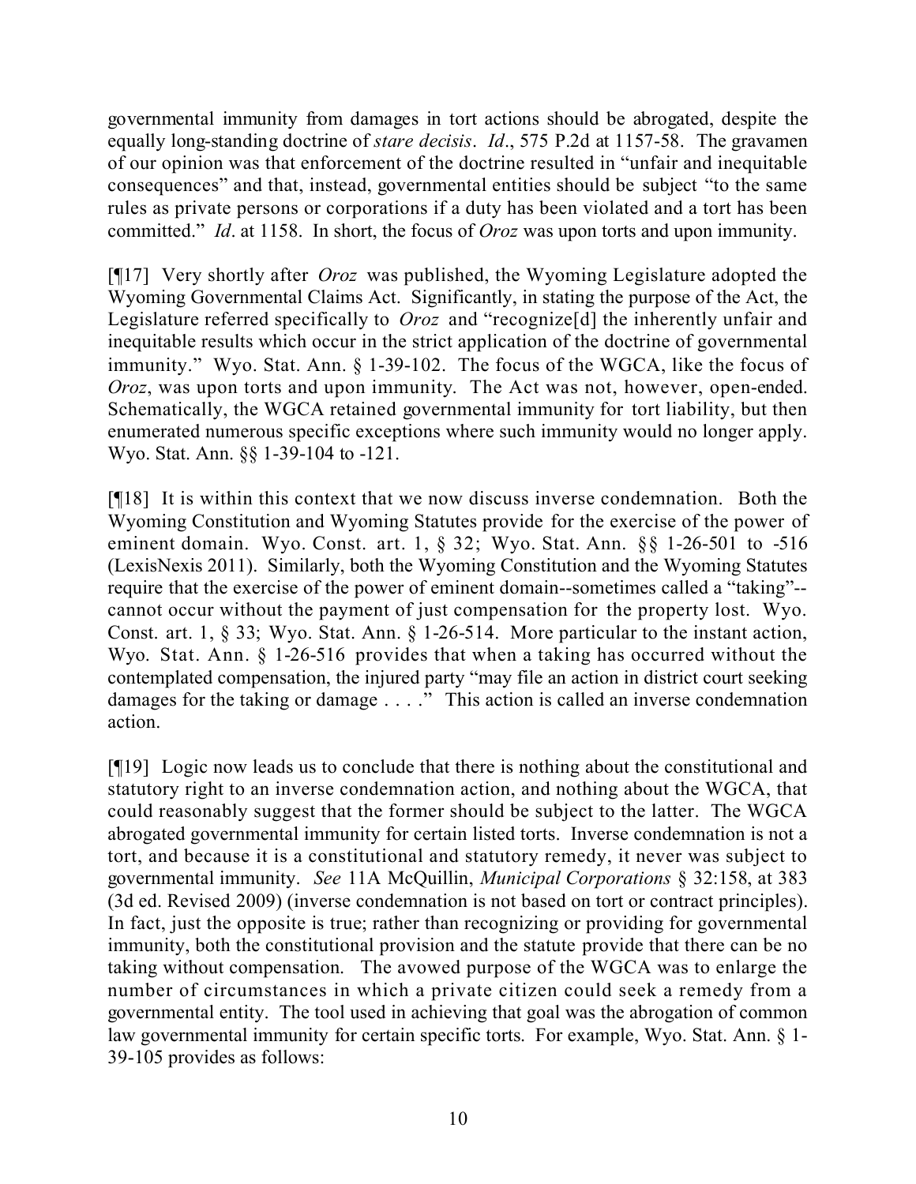governmental immunity from damages in tort actions should be abrogated, despite the equally long-standing doctrine of *stare decisis*. *Id*., 575 P.2d at 1157-58. The gravamen of our opinion was that enforcement of the doctrine resulted in "unfair and inequitable consequences" and that, instead, governmental entities should be subject "to the same rules as private persons or corporations if a duty has been violated and a tort has been committed." *Id*. at 1158. In short, the focus of *Oroz* was upon torts and upon immunity.

[¶17] Very shortly after *Oroz* was published, the Wyoming Legislature adopted the Wyoming Governmental Claims Act. Significantly, in stating the purpose of the Act, the Legislature referred specifically to *Oroz* and "recognize[d] the inherently unfair and inequitable results which occur in the strict application of the doctrine of governmental immunity." Wyo. Stat. Ann. § 1-39-102. The focus of the WGCA, like the focus of *Oroz*, was upon torts and upon immunity. The Act was not, however, open-ended. Schematically, the WGCA retained governmental immunity for tort liability, but then enumerated numerous specific exceptions where such immunity would no longer apply. Wyo. Stat. Ann. §§ 1-39-104 to -121.

[¶18] It is within this context that we now discuss inverse condemnation. Both the Wyoming Constitution and Wyoming Statutes provide for the exercise of the power of eminent domain. Wyo. Const. art. 1, § 32; Wyo. Stat. Ann. §§ 1-26-501 to -516 (LexisNexis 2011). Similarly, both the Wyoming Constitution and the Wyoming Statutes require that the exercise of the power of eminent domain--sometimes called a "taking"--cannot occur without the payment of just compensation for the property lost. Wyo. Const. art. 1, § 33; Wyo. Stat. Ann. § 1-26-514. More particular to the instant action, Wyo. Stat. Ann. § 1-26-516 provides that when a taking has occurred without the contemplated compensation, the injured party "may file an action in district court seeking damages for the taking or damage . . . ." This action is called an inverse condemnation action.

[¶19] Logic now leads us to conclude that there is nothing about the constitutional and statutory right to an inverse condemnation action, and nothing about the WGCA, that could reasonably suggest that the former should be subject to the latter. The WGCA abrogated governmental immunity for certain listed torts. Inverse condemnation is not a tort, and because it is a constitutional and statutory remedy, it never was subject to governmental immunity. *See* 11A McQuillin, *Municipal Corporations* § 32:158, at 383 (3d ed. Revised 2009) (inverse condemnation is not based on tort or contract principles). In fact, just the opposite is true; rather than recognizing or providing for governmental immunity, both the constitutional provision and the statute provide that there can be no taking without compensation. The avowed purpose of the WGCA was to enlarge the number of circumstances in which a private citizen could seek a remedy from a governmental entity. The tool used in achieving that goal was the abrogation of common law governmental immunity for certain specific torts. For example, Wyo. Stat. Ann. § 1-39-105 provides as follows: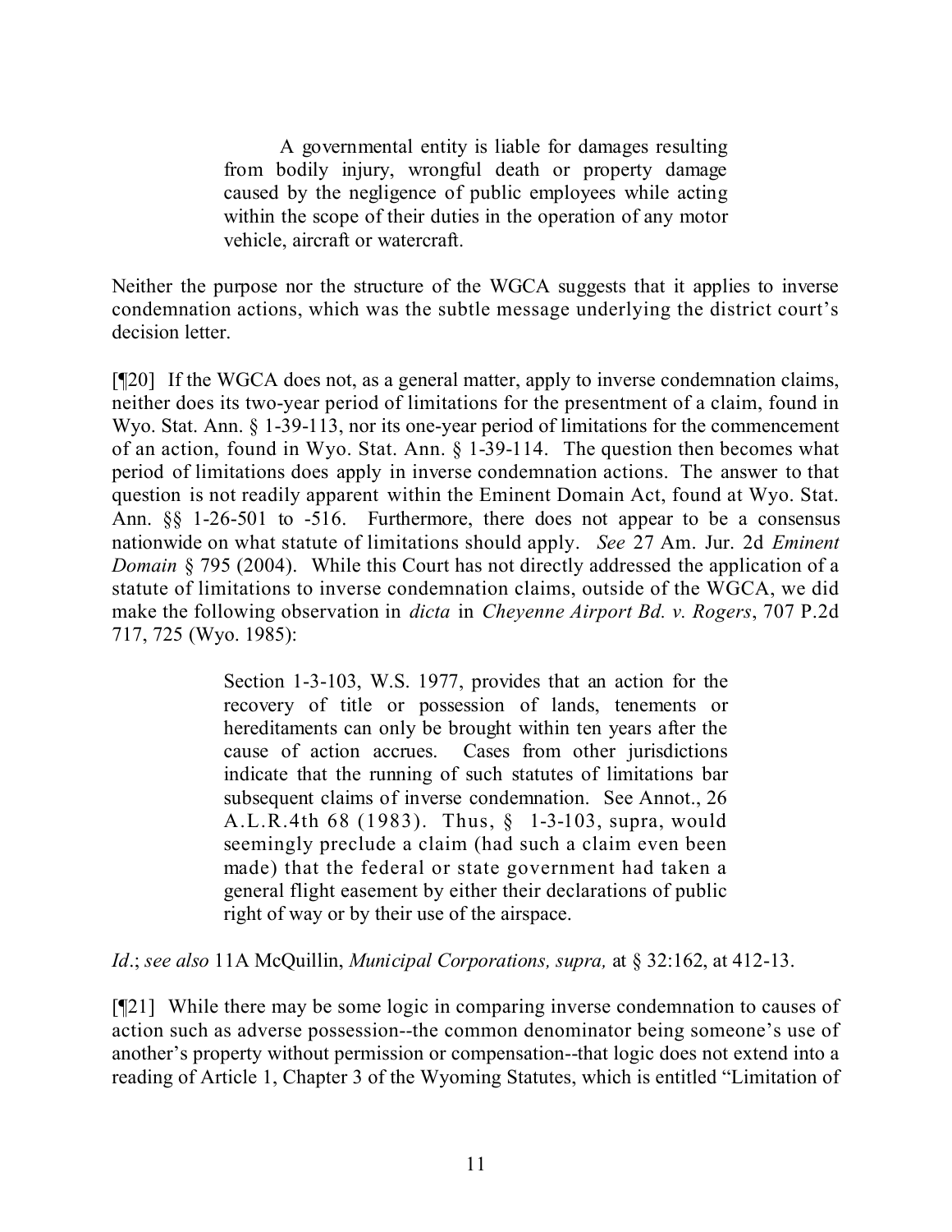> A governmental entity is liable for damages resulting from bodily injury, wrongful death or property damage caused by the negligence of public employees while acting within the scope of their duties in the operation of any motor vehicle, aircraft or watercraft.

Neither the purpose nor the structure of the WGCA suggests that it applies to inverse condemnation actions, which was the subtle message underlying the district court's decision letter.

[¶20] If the WGCA does not, as a general matter, apply to inverse condemnation claims, neither does its two-year period of limitations for the presentment of a claim, found in Wyo. Stat. Ann. § 1-39-113, nor its one-year period of limitations for the commencement of an action, found in Wyo. Stat. Ann. § 1-39-114. The question then becomes what period of limitations does apply in inverse condemnation actions. The answer to that question is not readily apparent within the Eminent Domain Act, found at Wyo. Stat. Ann. §§ 1-26-501 to -516. Furthermore, there does not appear to be a consensus nationwide on what statute of limitations should apply. *See* 27 Am. Jur. 2d *Eminent Domain* § 795 (2004). While this Court has not directly addressed the application of a statute of limitations to inverse condemnation claims, outside of the WGCA, we did make the following observation in *dicta* in *Cheyenne Airport Bd. v. Rogers*, 707 P.2d 717, 725 (Wyo. 1985):

> Section 1-3-103, W.S. 1977, provides that an action for the recovery of title or possession of lands, tenements or hereditaments can only be brought within ten years after the cause of action accrues. Cases from other jurisdictions indicate that the running of such statutes of limitations bar subsequent claims of inverse condemnation. See Annot., 26 A.L.R.4th 68 (1983). Thus, § 1-3-103, supra, would seemingly preclude a claim (had such a claim even been made) that the federal or state government had taken a general flight easement by either their declarations of public right of way or by their use of the airspace.

*Id*.; *see also* 11A McQuillin, *Municipal Corporations, supra,* at § 32:162, at 412-13.

[¶21] While there may be some logic in comparing inverse condemnation to causes of action such as adverse possession--the common denominator being someone's use of another's property without permission or compensation--that logic does not extend into a reading of Article 1, Chapter 3 of the Wyoming Statutes, which is entitled "Limitation of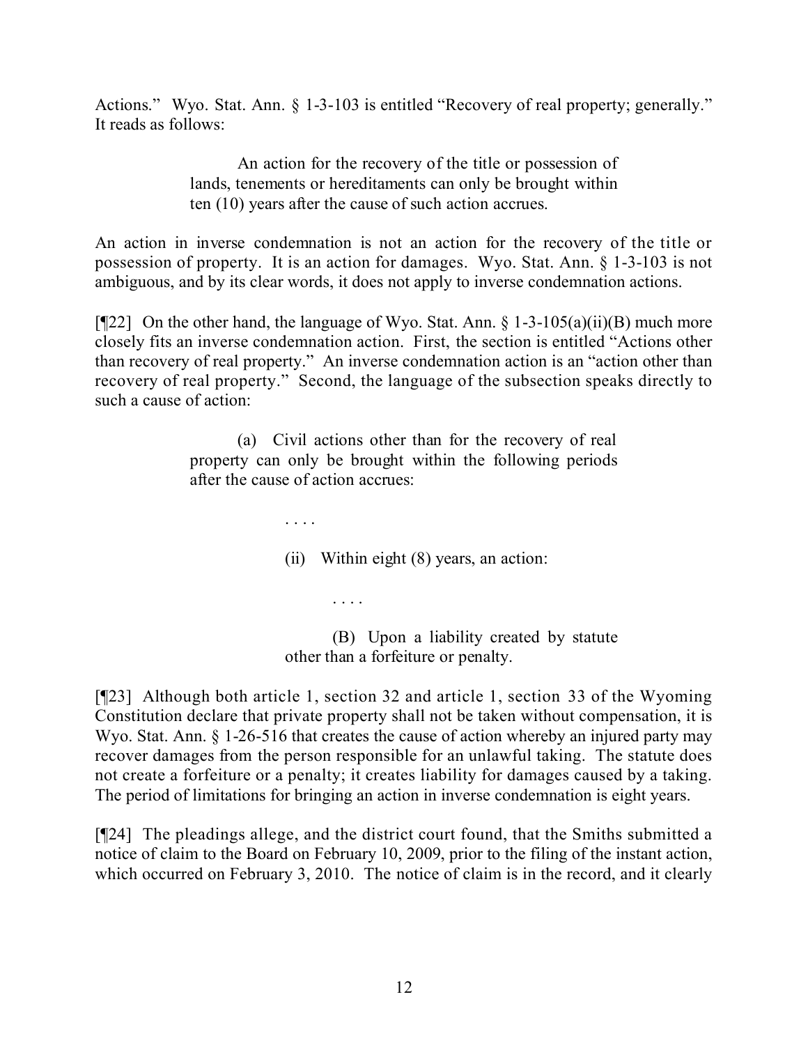Actions." Wyo. Stat. Ann. § 1-3-103 is entitled "Recovery of real property; generally." It reads as follows:

> An action for the recovery of the title or possession of lands, tenements or hereditaments can only be brought within ten (10) years after the cause of such action accrues.

An action in inverse condemnation is not an action for the recovery of the title or possession of property. It is an action for damages. Wyo. Stat. Ann. § 1-3-103 is not ambiguous, and by its clear words, it does not apply to inverse condemnation actions.

[¶22] On the other hand, the language of Wyo. Stat. Ann. § 1-3-105(a)(ii)(B) much more closely fits an inverse condemnation action. First, the section is entitled "Actions other than recovery of real property." An inverse condemnation action is an "action other than recovery of real property." Second, the language of the subsection speaks directly to such a cause of action:

> (a) Civil actions other than for the recovery of real property can only be brought within the following periods after the cause of action accrues:
>
> . . . .
>
> (ii) Within eight (8) years, an action:
>
> . . . .
>
> (B) Upon a liability created by statute other than a forfeiture or penalty.

[¶23] Although both article 1, section 32 and article 1, section 33 of the Wyoming Constitution declare that private property shall not be taken without compensation, it is Wyo. Stat. Ann. § 1-26-516 that creates the cause of action whereby an injured party may recover damages from the person responsible for an unlawful taking. The statute does not create a forfeiture or a penalty; it creates liability for damages caused by a taking. The period of limitations for bringing an action in inverse condemnation is eight years.

[¶24] The pleadings allege, and the district court found, that the Smiths submitted a notice of claim to the Board on February 10, 2009, prior to the filing of the instant action, which occurred on February 3, 2010. The notice of claim is in the record, and it clearly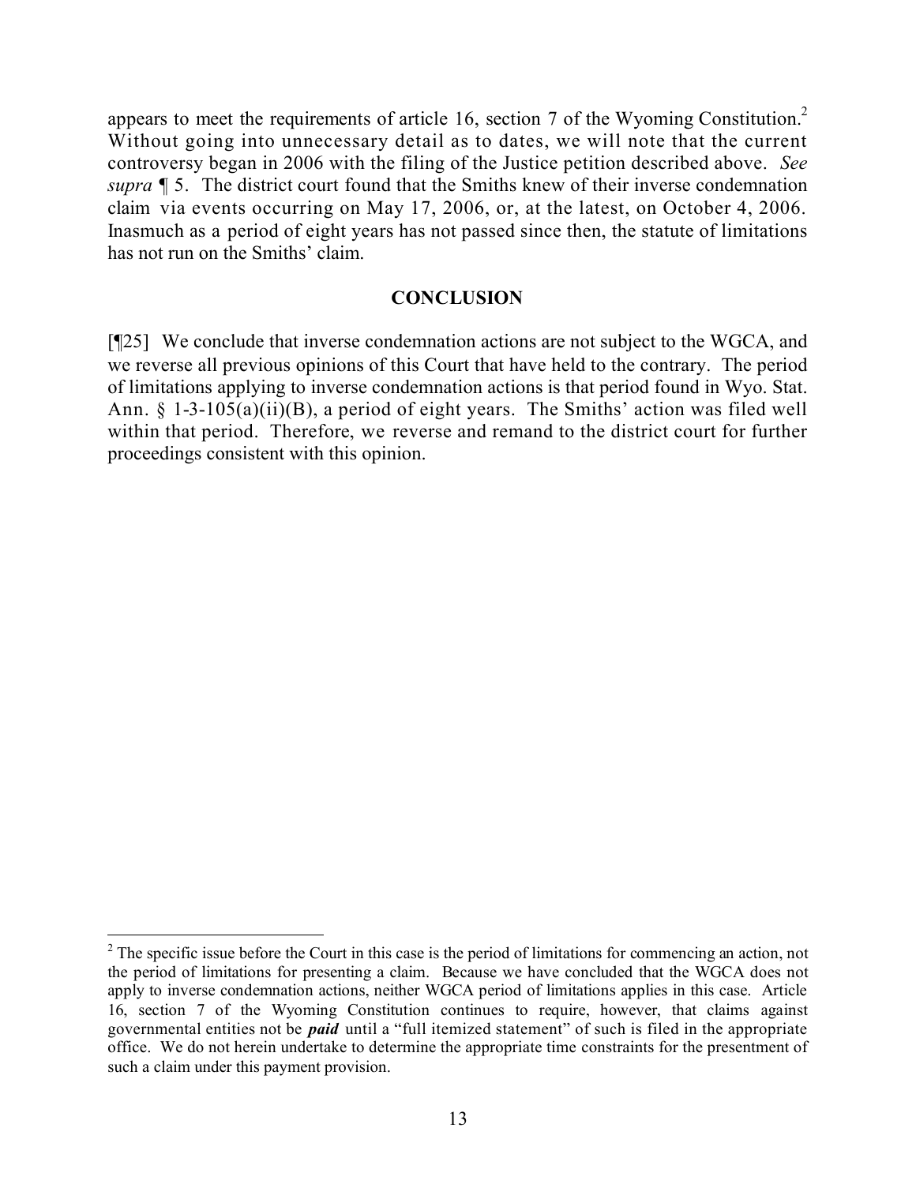appears to meet the requirements of article 16, section 7 of the Wyoming Constitution.[2] Without going into unnecessary detail as to dates, we will note that the current controversy began in 2006 with the filing of the Justice petition described above. *See supra* ¶ 5. The district court found that the Smiths knew of their inverse condemnation claim via events occurring on May 17, 2006, or, at the latest, on October 4, 2006. Inasmuch as a period of eight years has not passed since then, the statute of limitations has not run on the Smiths' claim.

## CONCLUSION

[¶25] We conclude that inverse condemnation actions are not subject to the WGCA, and we reverse all previous opinions of this Court that have held to the contrary. The period of limitations applying to inverse condemnation actions is that period found in Wyo. Stat. Ann. § 1-3-105(a)(ii)(B), a period of eight years. The Smiths' action was filed well within that period. Therefore, we reverse and remand to the district court for further proceedings consistent with this opinion.

---

[2] The specific issue before the Court in this case is the period of limitations for commencing an action, not the period of limitations for presenting a claim. Because we have concluded that the WGCA does not apply to inverse condemnation actions, neither WGCA period of limitations applies in this case. Article 16, section 7 of the Wyoming Constitution continues to require, however, that claims against governmental entities not be ***paid*** until a "full itemized statement" of such is filed in the appropriate office. We do not herein undertake to determine the appropriate time constraints for the presentment of such a claim under this payment provision.